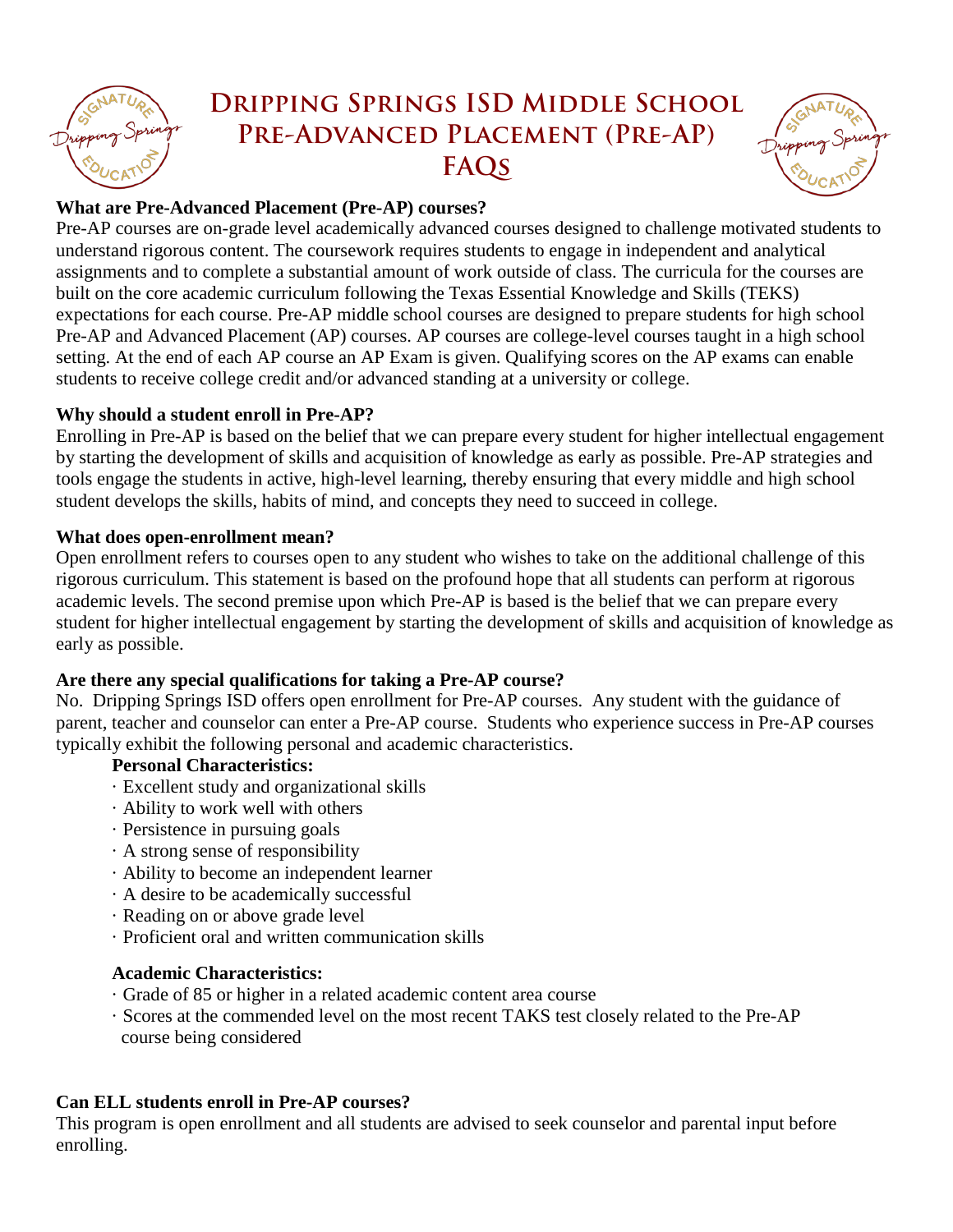# Dripping Springs ISD Middle School Pre-Advanced Placement (Pre-AP) FAQs

**What are Pre-Advanced Placement (Pre-AP) courses?**

Pre-AP courses are on-grade level academically advanced courses designed to challenge motivated students to understand rigorous content. The coursework requires students to engage in independent and analytical assignments and to complete a substantial amount of work outside of class. The curricula for the courses are built on the core academic curriculum following the Texas Essential Knowledge and Skills (TEKS) expectations for each course. Pre-AP middle school courses are designed to prepare students for high school Pre-AP and Advanced Placement (AP) courses. AP courses are college-level courses taught in a high school setting. At the end of each AP course an AP Exam is given. Qualifying scores on the AP exams can enable students to receive college credit and/or advanced standing at a university or college.

**Why should a student enroll in Pre-AP?**

Enrolling in Pre-AP is based on the belief that we can prepare every student for higher intellectual engagement by starting the development of skills and acquisition of knowledge as early as possible. Pre-AP strategies and tools engage the students in active, high-level learning, thereby ensuring that every middle and high school student develops the skills, habits of mind, and concepts they need to succeed in college.

**What does open-enrollment mean?**

Open enrollment refers to courses open to any student who wishes to take on the additional challenge of this rigorous curriculum. This statement is based on the profound hope that all students can perform at rigorous academic levels. The second premise upon which Pre-AP is based is the belief that we can prepare every student for higher intellectual engagement by starting the development of skills and acquisition of knowledge as early as possible.

**Are there any special qualifications for taking a Pre-AP course?**

No. Dripping Springs ISD offers open enrollment for Pre-AP courses. Any student with the guidance of parent, teacher and counselor can enter a Pre-AP course. Students who experience success in Pre-AP courses typically exhibit the following personal and academic characteristics.

**Personal Characteristics:**

- Excellent study and organizational skills
- Ability to work well with others
- Persistence in pursuing goals
- A strong sense of responsibility
- Ability to become an independent learner
- A desire to be academically successful
- Reading on or above grade level
- Proficient oral and written communication skills

**Academic Characteristics:**

- Grade of 85 or higher in a related academic content area course
- Scores at the commended level on the most recent TAKS test closely related to the Pre-AP course being considered

**Can ELL students enroll in Pre-AP courses?**

This program is open enrollment and all students are advised to seek counselor and parental input before enrolling.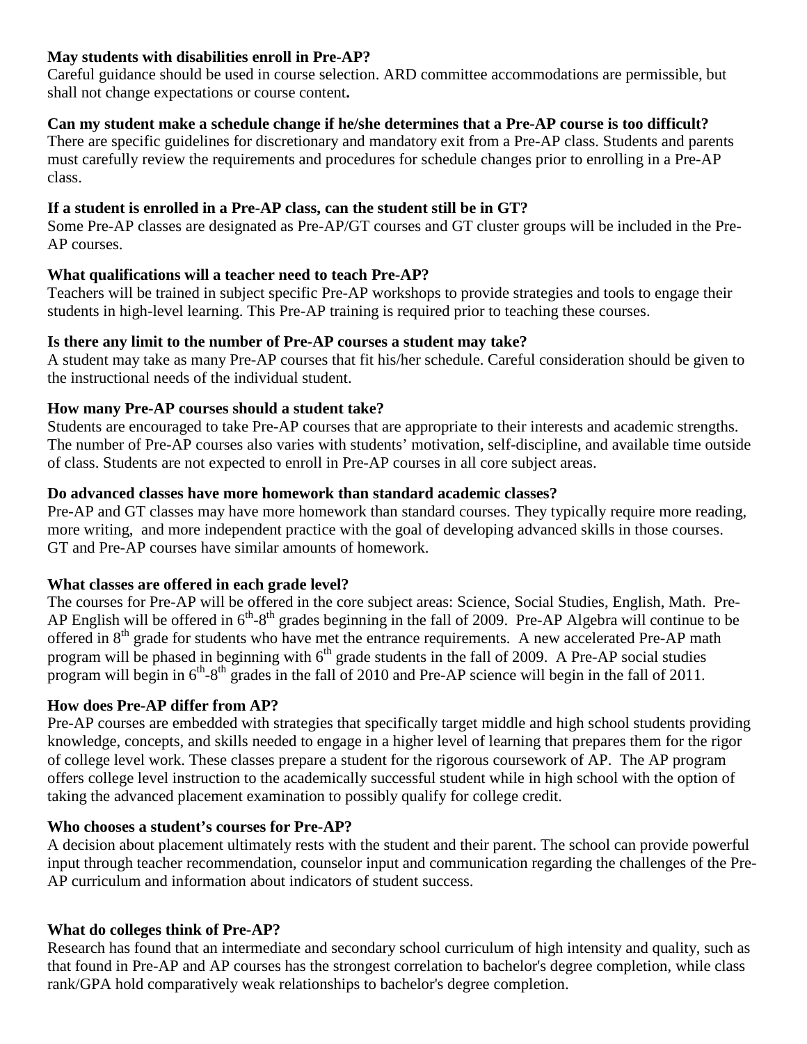**May students with disabilities enroll in Pre-AP?**
Careful guidance should be used in course selection. ARD committee accommodations are permissible, but shall not change expectations or course content**.**

**Can my student make a schedule change if he/she determines that a Pre-AP course is too difficult?**
There are specific guidelines for discretionary and mandatory exit from a Pre-AP class. Students and parents must carefully review the requirements and procedures for schedule changes prior to enrolling in a Pre-AP class.

**If a student is enrolled in a Pre-AP class, can the student still be in GT?**
Some Pre-AP classes are designated as Pre-AP/GT courses and GT cluster groups will be included in the Pre-AP courses.

**What qualifications will a teacher need to teach Pre-AP?**
Teachers will be trained in subject specific Pre-AP workshops to provide strategies and tools to engage their students in high-level learning. This Pre-AP training is required prior to teaching these courses.

**Is there any limit to the number of Pre-AP courses a student may take?**
A student may take as many Pre-AP courses that fit his/her schedule. Careful consideration should be given to the instructional needs of the individual student.

**How many Pre-AP courses should a student take?**
Students are encouraged to take Pre-AP courses that are appropriate to their interests and academic strengths. The number of Pre-AP courses also varies with students' motivation, self-discipline, and available time outside of class. Students are not expected to enroll in Pre-AP courses in all core subject areas.

**Do advanced classes have more homework than standard academic classes?**
Pre-AP and GT classes may have more homework than standard courses. They typically require more reading, more writing, and more independent practice with the goal of developing advanced skills in those courses. GT and Pre-AP courses have similar amounts of homework.

**What classes are offered in each grade level?**
The courses for Pre-AP will be offered in the core subject areas: Science, Social Studies, English, Math. Pre-AP English will be offered in 6th-8th grades beginning in the fall of 2009. Pre-AP Algebra will continue to be offered in 8th grade for students who have met the entrance requirements. A new accelerated Pre-AP math program will be phased in beginning with 6th grade students in the fall of 2009. A Pre-AP social studies program will begin in 6th-8th grades in the fall of 2010 and Pre-AP science will begin in the fall of 2011.

**How does Pre-AP differ from AP?**
Pre-AP courses are embedded with strategies that specifically target middle and high school students providing knowledge, concepts, and skills needed to engage in a higher level of learning that prepares them for the rigor of college level work. These classes prepare a student for the rigorous coursework of AP. The AP program offers college level instruction to the academically successful student while in high school with the option of taking the advanced placement examination to possibly qualify for college credit.

**Who chooses a student's courses for Pre-AP?**
A decision about placement ultimately rests with the student and their parent. The school can provide powerful input through teacher recommendation, counselor input and communication regarding the challenges of the Pre-AP curriculum and information about indicators of student success.

**What do colleges think of Pre-AP?**
Research has found that an intermediate and secondary school curriculum of high intensity and quality, such as that found in Pre-AP and AP courses has the strongest correlation to bachelor's degree completion, while class rank/GPA hold comparatively weak relationships to bachelor's degree completion.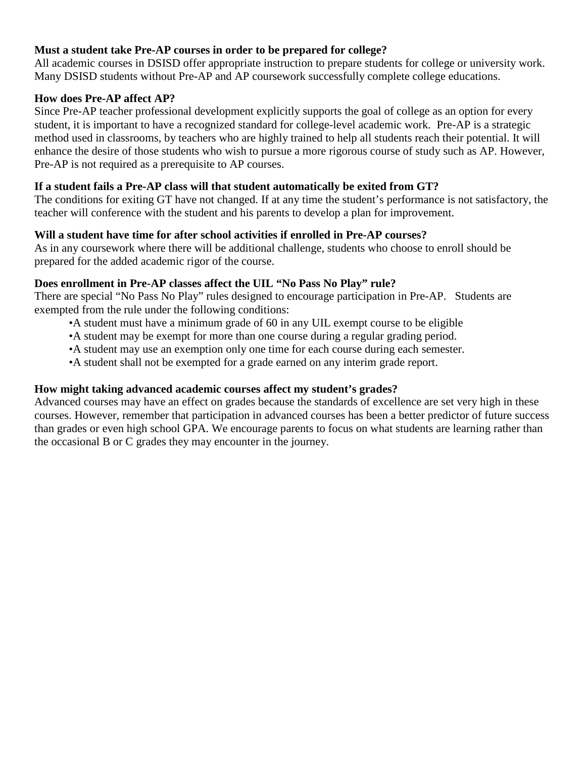**Must a student take Pre-AP courses in order to be prepared for college?**
All academic courses in DSISD offer appropriate instruction to prepare students for college or university work. Many DSISD students without Pre-AP and AP coursework successfully complete college educations.

**How does Pre-AP affect AP?**
Since Pre-AP teacher professional development explicitly supports the goal of college as an option for every student, it is important to have a recognized standard for college-level academic work. Pre-AP is a strategic method used in classrooms, by teachers who are highly trained to help all students reach their potential. It will enhance the desire of those students who wish to pursue a more rigorous course of study such as AP. However, Pre-AP is not required as a prerequisite to AP courses.

**If a student fails a Pre-AP class will that student automatically be exited from GT?**
The conditions for exiting GT have not changed. If at any time the student's performance is not satisfactory, the teacher will conference with the student and his parents to develop a plan for improvement.

**Will a student have time for after school activities if enrolled in Pre-AP courses?**
As in any coursework where there will be additional challenge, students who choose to enroll should be prepared for the added academic rigor of the course.

**Does enrollment in Pre-AP classes affect the UIL "No Pass No Play" rule?**
There are special "No Pass No Play" rules designed to encourage participation in Pre-AP. Students are exempted from the rule under the following conditions:

- A student must have a minimum grade of 60 in any UIL exempt course to be eligible
- A student may be exempt for more than one course during a regular grading period.
- A student may use an exemption only one time for each course during each semester.
- A student shall not be exempted for a grade earned on any interim grade report.

**How might taking advanced academic courses affect my student's grades?**
Advanced courses may have an effect on grades because the standards of excellence are set very high in these courses. However, remember that participation in advanced courses has been a better predictor of future success than grades or even high school GPA. We encourage parents to focus on what students are learning rather than the occasional B or C grades they may encounter in the journey.